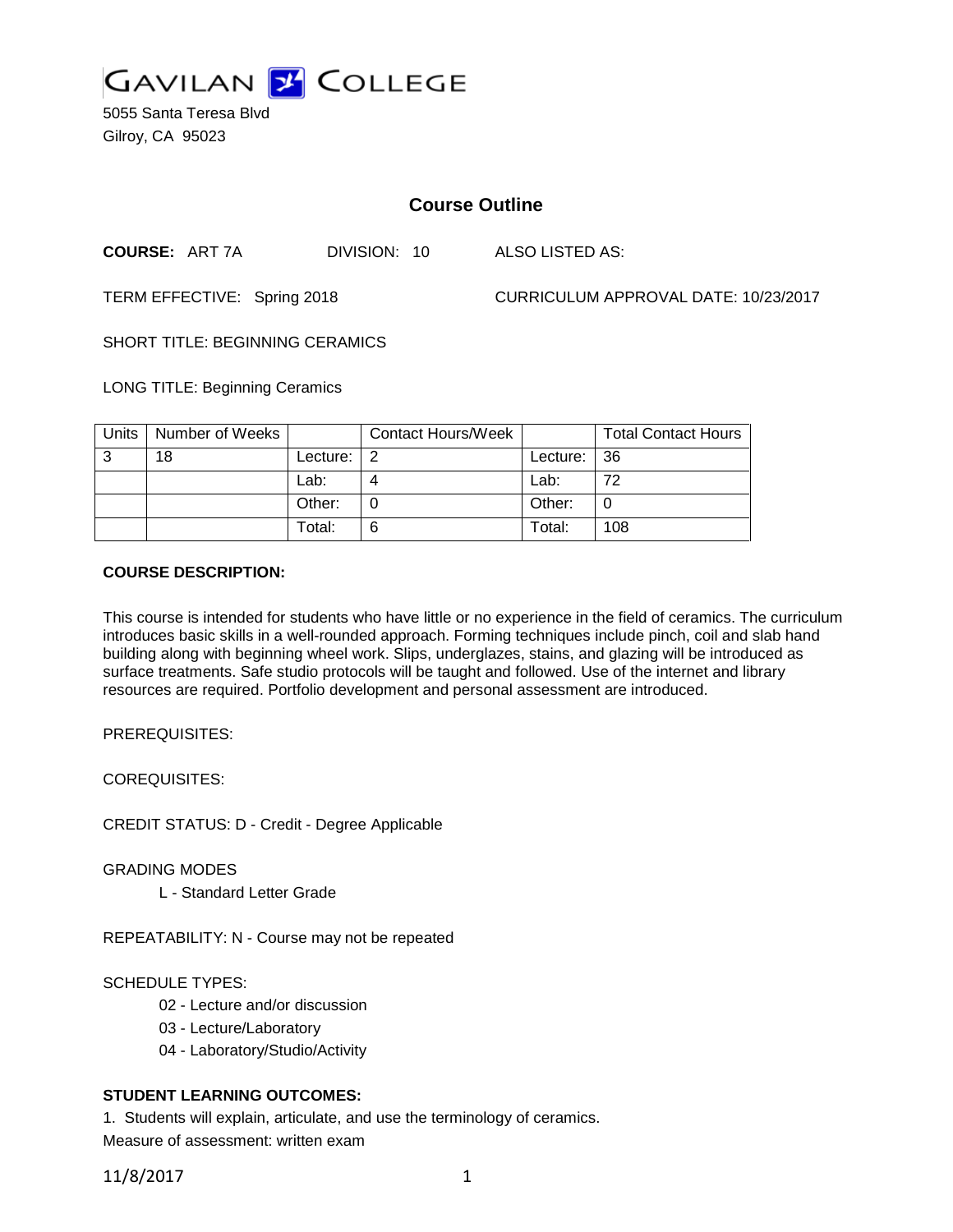GAVILAN COLLEGE

5055 Santa Teresa Blvd
Gilroy, CA 95023

# Course Outline

**COURSE:** ART 7A    DIVISION: 10    ALSO LISTED AS:

TERM EFFECTIVE: Spring 2018    CURRICULUM APPROVAL DATE: 10/23/2017

SHORT TITLE: BEGINNING CERAMICS

LONG TITLE: Beginning Ceramics

| Units | Number of Weeks | | Contact Hours/Week | | Total Contact Hours |
|---|---|---|---|---|---|
| 3 | 18 | Lecture: | 2 | Lecture: | 36 |
| | | Lab: | 4 | Lab: | 72 |
| | | Other: | 0 | Other: | 0 |
| | | Total: | 6 | Total: | 108 |

**COURSE DESCRIPTION:**

This course is intended for students who have little or no experience in the field of ceramics. The curriculum introduces basic skills in a well-rounded approach. Forming techniques include pinch, coil and slab hand building along with beginning wheel work. Slips, underglazes, stains, and glazing will be introduced as surface treatments. Safe studio protocols will be taught and followed. Use of the internet and library resources are required. Portfolio development and personal assessment are introduced.

PREREQUISITES:

COREQUISITES:

CREDIT STATUS: D - Credit - Degree Applicable

GRADING MODES

L - Standard Letter Grade

REPEATABILITY: N - Course may not be repeated

SCHEDULE TYPES:

02 - Lecture and/or discussion
03 - Lecture/Laboratory
04 - Laboratory/Studio/Activity

**STUDENT LEARNING OUTCOMES:**

1. Students will explain, articulate, and use the terminology of ceramics.
Measure of assessment: written exam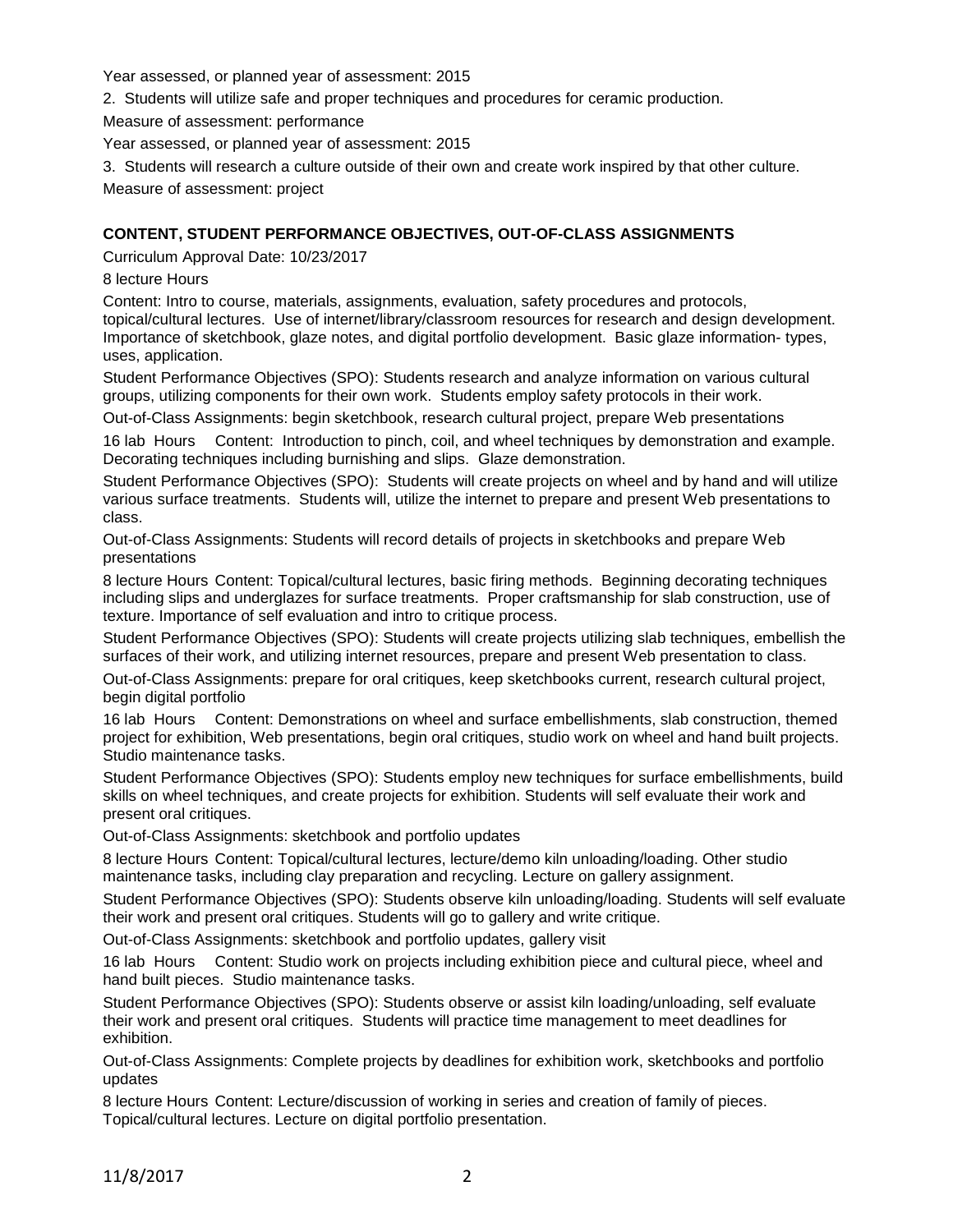Year assessed, or planned year of assessment: 2015

2. Students will utilize safe and proper techniques and procedures for ceramic production.

Measure of assessment: performance

Year assessed, or planned year of assessment: 2015

3. Students will research a culture outside of their own and create work inspired by that other culture.

Measure of assessment: project

**CONTENT, STUDENT PERFORMANCE OBJECTIVES, OUT-OF-CLASS ASSIGNMENTS**

Curriculum Approval Date: 10/23/2017

8 lecture Hours

Content: Intro to course, materials, assignments, evaluation, safety procedures and protocols, topical/cultural lectures. Use of internet/library/classroom resources for research and design development. Importance of sketchbook, glaze notes, and digital portfolio development. Basic glaze information- types, uses, application.

Student Performance Objectives (SPO): Students research and analyze information on various cultural groups, utilizing components for their own work. Students employ safety protocols in their work.

Out-of-Class Assignments: begin sketchbook, research cultural project, prepare Web presentations

16 lab Hours Content: Introduction to pinch, coil, and wheel techniques by demonstration and example. Decorating techniques including burnishing and slips. Glaze demonstration.

Student Performance Objectives (SPO): Students will create projects on wheel and by hand and will utilize various surface treatments. Students will, utilize the internet to prepare and present Web presentations to class.

Out-of-Class Assignments: Students will record details of projects in sketchbooks and prepare Web presentations

8 lecture Hours Content: Topical/cultural lectures, basic firing methods. Beginning decorating techniques including slips and underglazes for surface treatments. Proper craftsmanship for slab construction, use of texture. Importance of self evaluation and intro to critique process.

Student Performance Objectives (SPO): Students will create projects utilizing slab techniques, embellish the surfaces of their work, and utilizing internet resources, prepare and present Web presentation to class.

Out-of-Class Assignments: prepare for oral critiques, keep sketchbooks current, research cultural project, begin digital portfolio

16 lab Hours Content: Demonstrations on wheel and surface embellishments, slab construction, themed project for exhibition, Web presentations, begin oral critiques, studio work on wheel and hand built projects. Studio maintenance tasks.

Student Performance Objectives (SPO): Students employ new techniques for surface embellishments, build skills on wheel techniques, and create projects for exhibition. Students will self evaluate their work and present oral critiques.

Out-of-Class Assignments: sketchbook and portfolio updates

8 lecture Hours Content: Topical/cultural lectures, lecture/demo kiln unloading/loading. Other studio maintenance tasks, including clay preparation and recycling. Lecture on gallery assignment.

Student Performance Objectives (SPO): Students observe kiln unloading/loading. Students will self evaluate their work and present oral critiques. Students will go to gallery and write critique.

Out-of-Class Assignments: sketchbook and portfolio updates, gallery visit

16 lab Hours Content: Studio work on projects including exhibition piece and cultural piece, wheel and hand built pieces. Studio maintenance tasks.

Student Performance Objectives (SPO): Students observe or assist kiln loading/unloading, self evaluate their work and present oral critiques. Students will practice time management to meet deadlines for exhibition.

Out-of-Class Assignments: Complete projects by deadlines for exhibition work, sketchbooks and portfolio updates

8 lecture Hours Content: Lecture/discussion of working in series and creation of family of pieces. Topical/cultural lectures. Lecture on digital portfolio presentation.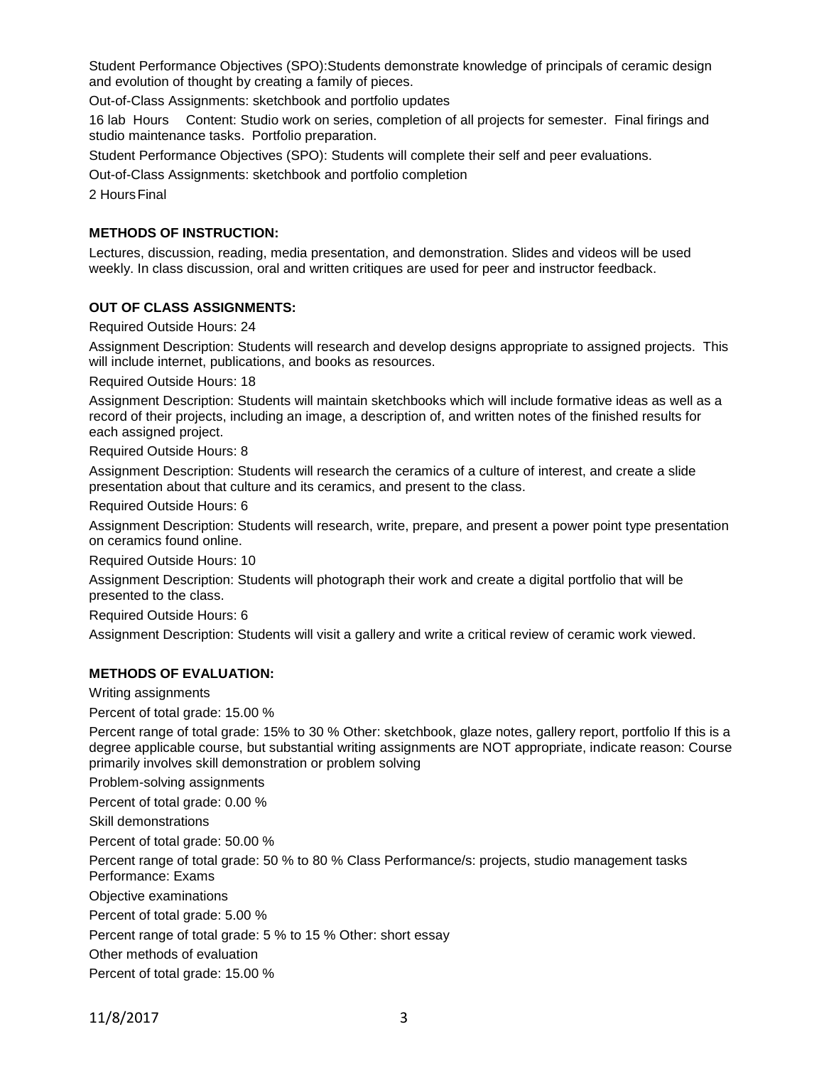Student Performance Objectives (SPO):Students demonstrate knowledge of principals of ceramic design and evolution of thought by creating a family of pieces.

Out-of-Class Assignments: sketchbook and portfolio updates

16 lab Hours Content: Studio work on series, completion of all projects for semester. Final firings and studio maintenance tasks. Portfolio preparation.

Student Performance Objectives (SPO): Students will complete their self and peer evaluations.

Out-of-Class Assignments: sketchbook and portfolio completion

2 Hours Final

**METHODS OF INSTRUCTION:**

Lectures, discussion, reading, media presentation, and demonstration. Slides and videos will be used weekly. In class discussion, oral and written critiques are used for peer and instructor feedback.

**OUT OF CLASS ASSIGNMENTS:**

Required Outside Hours: 24

Assignment Description: Students will research and develop designs appropriate to assigned projects. This will include internet, publications, and books as resources.

Required Outside Hours: 18

Assignment Description: Students will maintain sketchbooks which will include formative ideas as well as a record of their projects, including an image, a description of, and written notes of the finished results for each assigned project.

Required Outside Hours: 8

Assignment Description: Students will research the ceramics of a culture of interest, and create a slide presentation about that culture and its ceramics, and present to the class.

Required Outside Hours: 6

Assignment Description: Students will research, write, prepare, and present a power point type presentation on ceramics found online.

Required Outside Hours: 10

Assignment Description: Students will photograph their work and create a digital portfolio that will be presented to the class.

Required Outside Hours: 6

Assignment Description: Students will visit a gallery and write a critical review of ceramic work viewed.

**METHODS OF EVALUATION:**

Writing assignments

Percent of total grade: 15.00 %

Percent range of total grade: 15% to 30 % Other: sketchbook, glaze notes, gallery report, portfolio If this is a degree applicable course, but substantial writing assignments are NOT appropriate, indicate reason: Course primarily involves skill demonstration or problem solving

Problem-solving assignments

Percent of total grade: 0.00 %

Skill demonstrations

Percent of total grade: 50.00 %

Percent range of total grade: 50 % to 80 % Class Performance/s: projects, studio management tasks Performance: Exams

Objective examinations

Percent of total grade: 5.00 %

Percent range of total grade: 5 % to 15 % Other: short essay

Other methods of evaluation

Percent of total grade: 15.00 %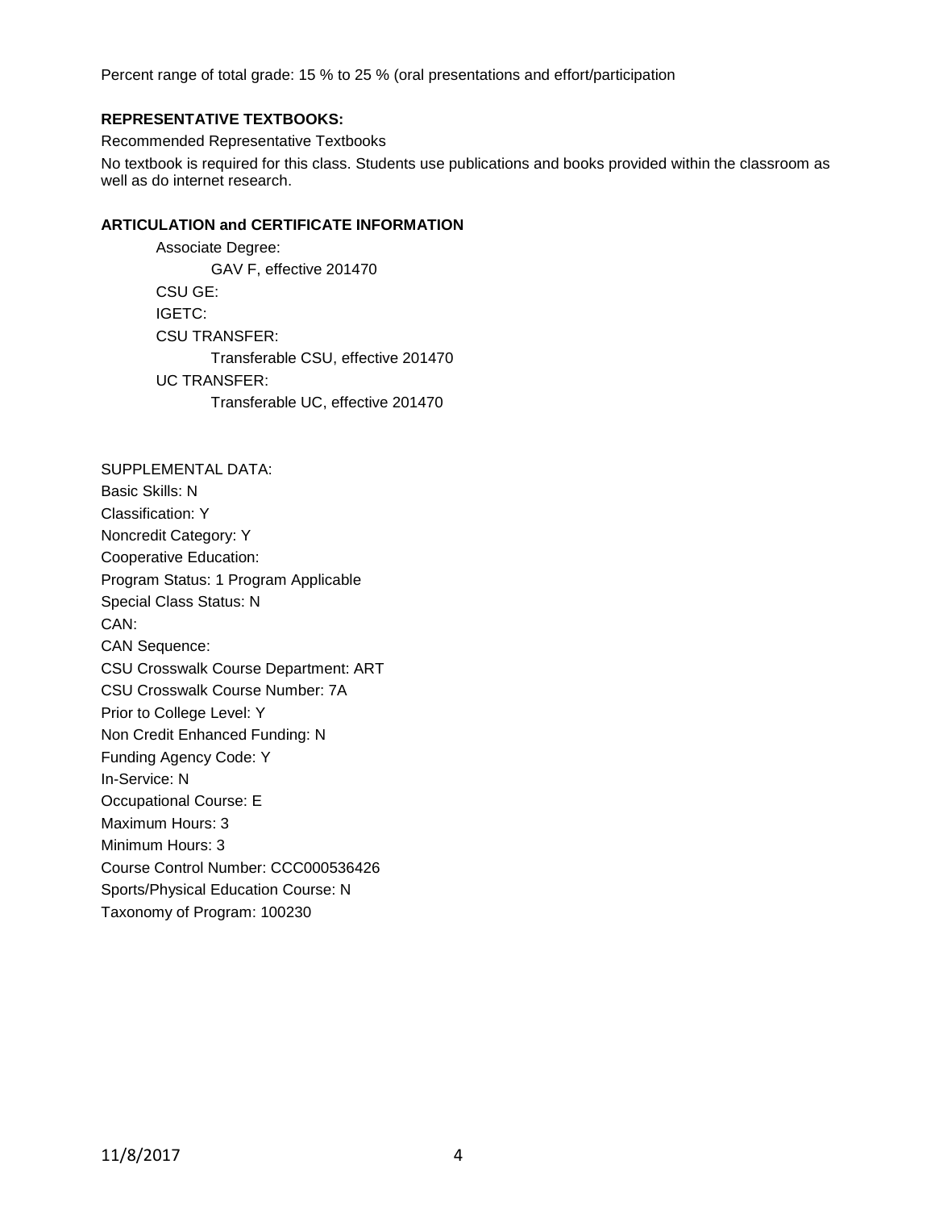Percent range of total grade: 15 % to 25 % (oral presentations and effort/participation

**REPRESENTATIVE TEXTBOOKS:**

Recommended Representative Textbooks

No textbook is required for this class. Students use publications and books provided within the classroom as well as do internet research.

**ARTICULATION and CERTIFICATE INFORMATION**

Associate Degree:
GAV F, effective 201470
CSU GE:
IGETC:
CSU TRANSFER:
Transferable CSU, effective 201470
UC TRANSFER:
Transferable UC, effective 201470

SUPPLEMENTAL DATA:
Basic Skills: N
Classification: Y
Noncredit Category: Y
Cooperative Education:
Program Status: 1 Program Applicable
Special Class Status: N
CAN:
CAN Sequence:
CSU Crosswalk Course Department: ART
CSU Crosswalk Course Number: 7A
Prior to College Level: Y
Non Credit Enhanced Funding: N
Funding Agency Code: Y
In-Service: N
Occupational Course: E
Maximum Hours: 3
Minimum Hours: 3
Course Control Number: CCC000536426
Sports/Physical Education Course: N
Taxonomy of Program: 100230